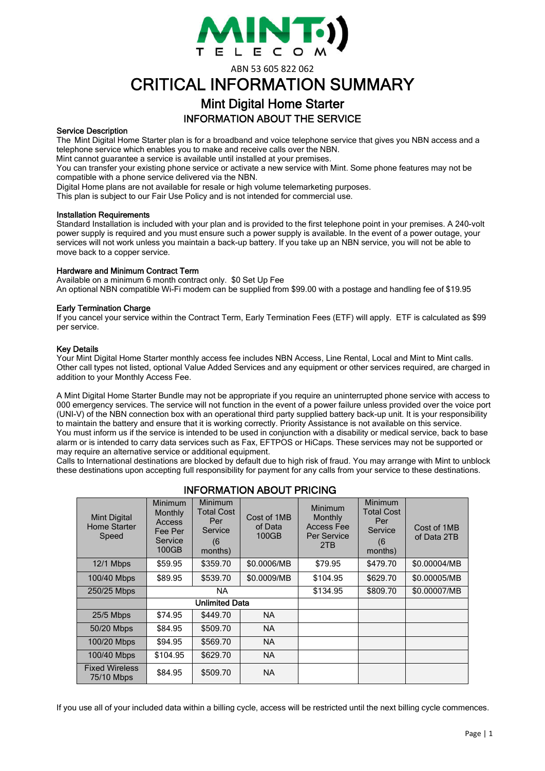MINT TELECOM

ABN 53 605 822 062

# CRITICAL INFORMATION SUMMARY

## Mint Digital Home Starter

### INFORMATION ABOUT THE SERVICE

**Service Description**

The Mint Digital Home Starter plan is for a broadband and voice telephone service that gives you NBN access and a telephone service which enables you to make and receive calls over the NBN.
Mint cannot guarantee a service is available until installed at your premises.
You can transfer your existing phone service or activate a new service with Mint. Some phone features may not be compatible with a phone service delivered via the NBN.
Digital Home plans are not available for resale or high volume telemarketing purposes.
This plan is subject to our Fair Use Policy and is not intended for commercial use.

**Installation Requirements**

Standard Installation is included with your plan and is provided to the first telephone point in your premises. A 240-volt power supply is required and you must ensure such a power supply is available. In the event of a power outage, your services will not work unless you maintain a back-up battery. If you take up an NBN service, you will not be able to move back to a copper service.

**Hardware and Minimum Contract Term**

Available on a minimum 6 month contract only. $0 Set Up Fee
An optional NBN compatible Wi-Fi modem can be supplied from $99.00 with a postage and handling fee of $19.95

**Early Termination Charge**

If you cancel your service within the Contract Term, Early Termination Fees (ETF) will apply. ETF is calculated as $99 per service.

**Key Details**

Your Mint Digital Home Starter monthly access fee includes NBN Access, Line Rental, Local and Mint to Mint calls. Other call types not listed, optional Value Added Services and any equipment or other services required, are charged in addition to your Monthly Access Fee.

A Mint Digital Home Starter Bundle may not be appropriate if you require an uninterrupted phone service with access to 000 emergency services. The service will not function in the event of a power failure unless provided over the voice port (UNI-V) of the NBN connection box with an operational third party supplied battery back-up unit. It is your responsibility to maintain the battery and ensure that it is working correctly. Priority Assistance is not available on this service.
You must inform us if the service is intended to be used in conjunction with a disability or medical service, back to base alarm or is intended to carry data services such as Fax, EFTPOS or HiCaps. These services may not be supported or may require an alternative service or additional equipment.
Calls to International destinations are blocked by default due to high risk of fraud. You may arrange with Mint to unblock these destinations upon accepting full responsibility for payment for any calls from your service to these destinations.

### INFORMATION ABOUT PRICING

| Mint Digital Home Starter Speed | Minimum Monthly Access Fee Per Service 100GB | Minimum Total Cost Per Service (6 months) | Cost of 1MB of Data 100GB | Minimum Monthly Access Fee Per Service 2TB | Minimum Total Cost Per Service (6 months) | Cost of 1MB of Data 2TB |
|---|---|---|---|---|---|---|
| 12/1 Mbps | $59.95 | $359.70 | $0.0006/MB | $79.95 | $479.70 | $0.00004/MB |
| 100/40 Mbps | $89.95 | $539.70 | $0.0009/MB | $104.95 | $629.70 | $0.00005/MB |
| 250/25 Mbps | NA | | | $134.95 | $809.70 | $0.00007/MB |
| | Unlimited Data | | | | | |
| 25/5 Mbps | $74.95 | $449.70 | NA | | | |
| 50/20 Mbps | $84.95 | $509.70 | NA | | | |
| 100/20 Mbps | $94.95 | $569.70 | NA | | | |
| 100/40 Mbps | $104.95 | $629.70 | NA | | | |
| Fixed Wireless 75/10 Mbps | $84.95 | $509.70 | NA | | | |

If you use all of your included data within a billing cycle, access will be restricted until the next billing cycle commences.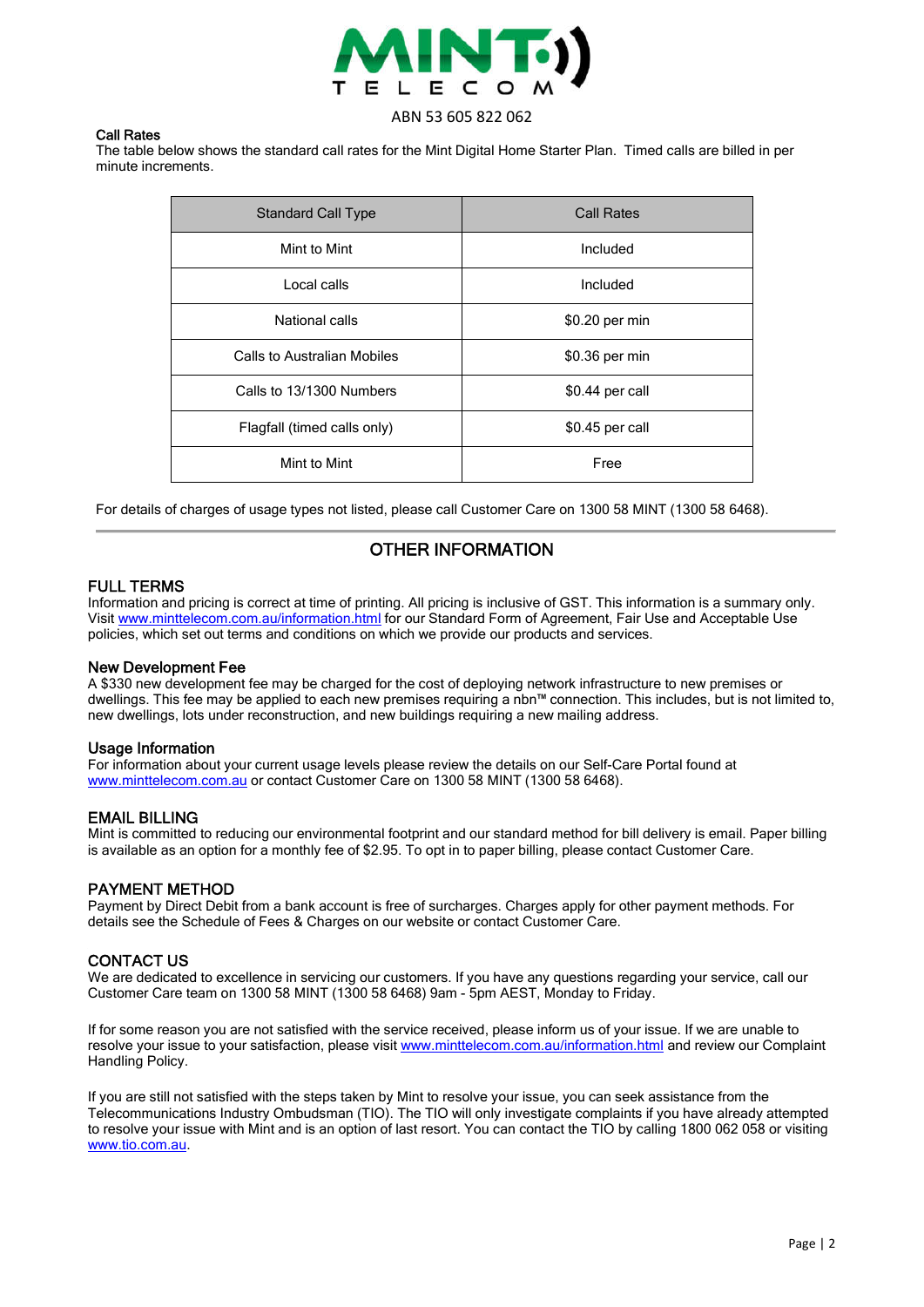MINT TELECOM

ABN 53 605 822 062

**Call Rates**

The table below shows the standard call rates for the Mint Digital Home Starter Plan. Timed calls are billed in per minute increments.

| Standard Call Type | Call Rates |
|---|---|
| Mint to Mint | Included |
| Local calls | Included |
| National calls | $0.20 per min |
| Calls to Australian Mobiles | $0.36 per min |
| Calls to 13/1300 Numbers | $0.44 per call |
| Flagfall (timed calls only) | $0.45 per call |
| Mint to Mint | Free |

For details of charges of usage types not listed, please call Customer Care on 1300 58 MINT (1300 58 6468).

## OTHER INFORMATION

### FULL TERMS

Information and pricing is correct at time of printing. All pricing is inclusive of GST. This information is a summary only. Visit www.minttelecom.com.au/information.html for our Standard Form of Agreement, Fair Use and Acceptable Use policies, which set out terms and conditions on which we provide our products and services.

### New Development Fee

A $330 new development fee may be charged for the cost of deploying network infrastructure to new premises or dwellings. This fee may be applied to each new premises requiring a nbn™ connection. This includes, but is not limited to, new dwellings, lots under reconstruction, and new buildings requiring a new mailing address.

### Usage Information

For information about your current usage levels please review the details on our Self-Care Portal found at www.minttelecom.com.au or contact Customer Care on 1300 58 MINT (1300 58 6468).

### EMAIL BILLING

Mint is committed to reducing our environmental footprint and our standard method for bill delivery is email. Paper billing is available as an option for a monthly fee of $2.95. To opt in to paper billing, please contact Customer Care.

### PAYMENT METHOD

Payment by Direct Debit from a bank account is free of surcharges. Charges apply for other payment methods. For details see the Schedule of Fees & Charges on our website or contact Customer Care.

### CONTACT US

We are dedicated to excellence in servicing our customers. If you have any questions regarding your service, call our Customer Care team on 1300 58 MINT (1300 58 6468) 9am - 5pm AEST, Monday to Friday.

If for some reason you are not satisfied with the service received, please inform us of your issue. If we are unable to resolve your issue to your satisfaction, please visit www.minttelecom.com.au/information.html and review our Complaint Handling Policy.

If you are still not satisfied with the steps taken by Mint to resolve your issue, you can seek assistance from the Telecommunications Industry Ombudsman (TIO). The TIO will only investigate complaints if you have already attempted to resolve your issue with Mint and is an option of last resort. You can contact the TIO by calling 1800 062 058 or visiting www.tio.com.au.